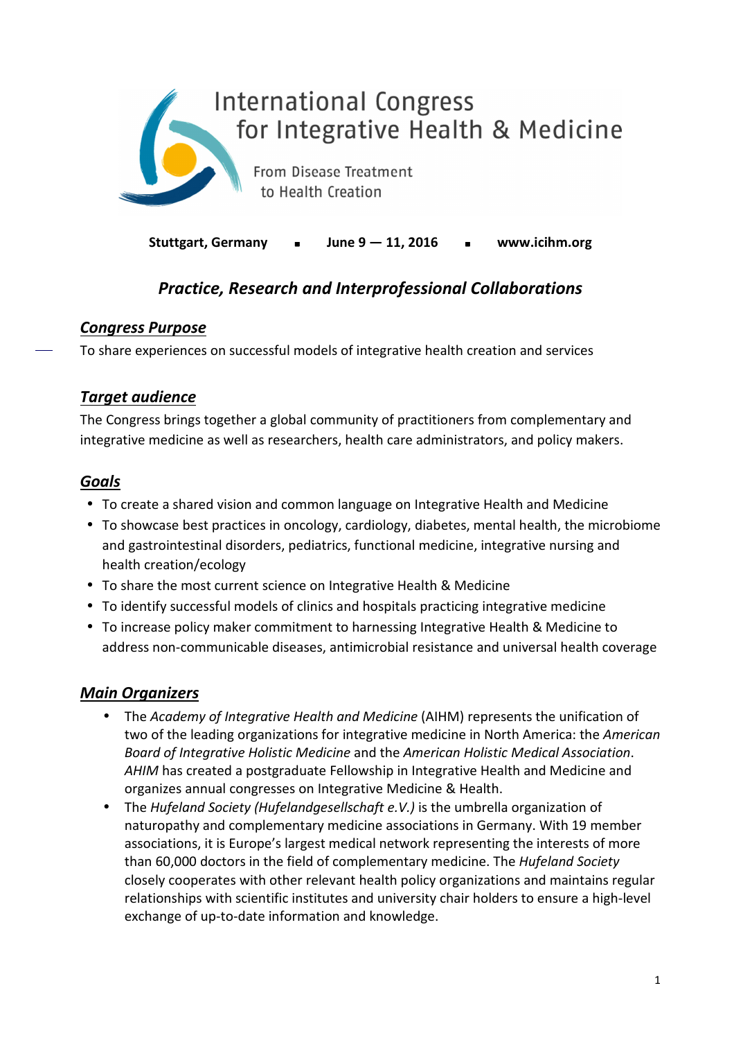# International Congress for Integrative Health & Medicine

From Disease Treatment to Health Creation

**Stuttgart, Germany** ▪ **June 9 — 11, 2016** ▪ **www.icihm.org**

## *Practice, Research and Interprofessional Collaborations*

### *Congress Purpose*

To share experiences on successful models of integrative health creation and services

### *Target audience*

The Congress brings together a global community of practitioners from complementary and integrative medicine as well as researchers, health care administrators, and policy makers.

### *Goals*

- To create a shared vision and common language on Integrative Health and Medicine
- To showcase best practices in oncology, cardiology, diabetes, mental health, the microbiome and gastrointestinal disorders, pediatrics, functional medicine, integrative nursing and health creation/ecology
- To share the most current science on Integrative Health & Medicine
- To identify successful models of clinics and hospitals practicing integrative medicine
- To increase policy maker commitment to harnessing Integrative Health & Medicine to address non-communicable diseases, antimicrobial resistance and universal health coverage

### *Main Organizers*

- The *Academy of Integrative Health and Medicine* (AIHM) represents the unification of two of the leading organizations for integrative medicine in North America: the *American Board of Integrative Holistic Medicine* and the *American Holistic Medical Association*. *AHIM* has created a postgraduate Fellowship in Integrative Health and Medicine and organizes annual congresses on Integrative Medicine & Health.
- The *Hufeland Society (Hufelandgesellschaft e.V.)* is the umbrella organization of naturopathy and complementary medicine associations in Germany. With 19 member associations, it is Europe's largest medical network representing the interests of more than 60,000 doctors in the field of complementary medicine. The *Hufeland Society* closely cooperates with other relevant health policy organizations and maintains regular relationships with scientific institutes and university chair holders to ensure a high-level exchange of up-to-date information and knowledge.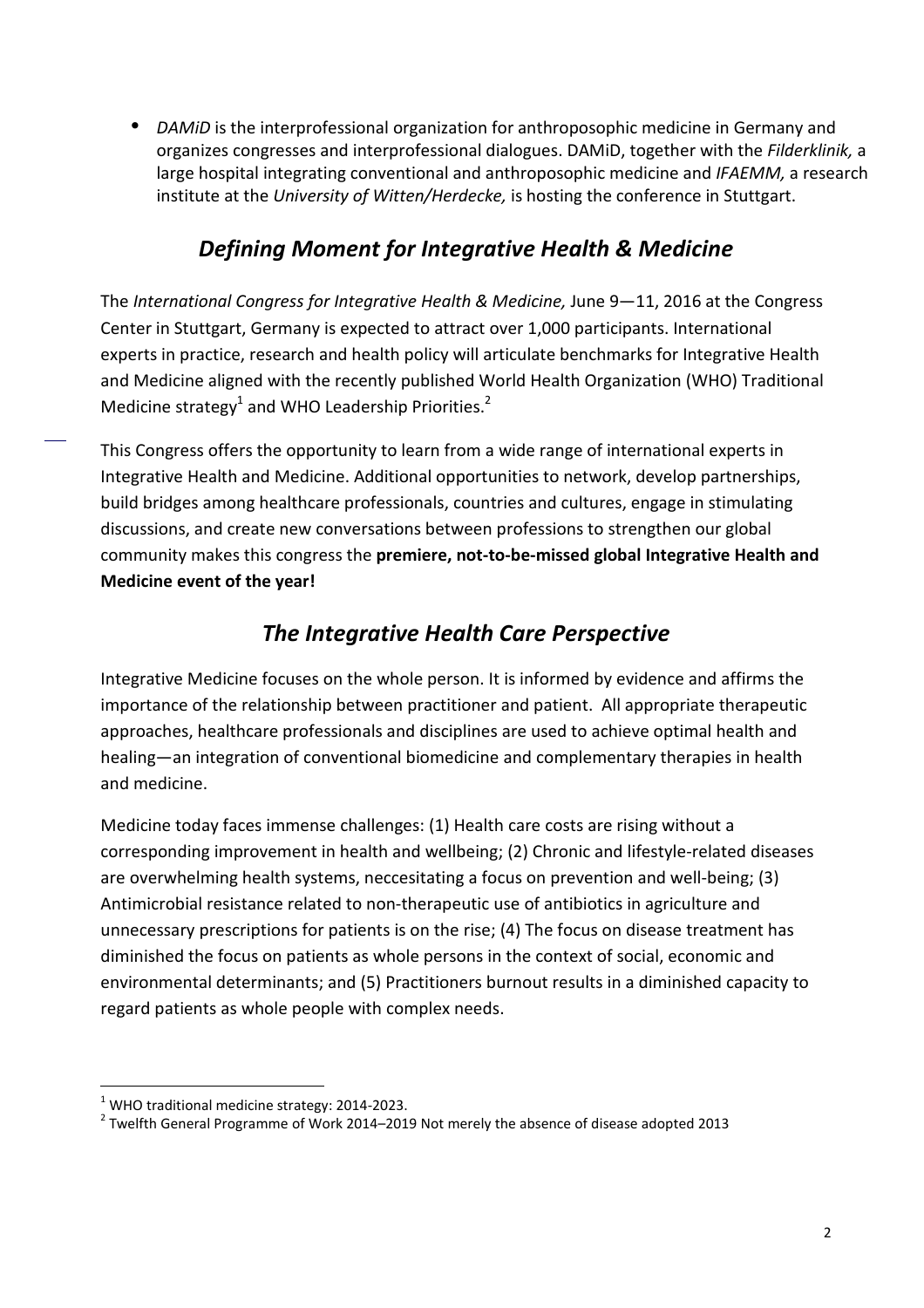- *DAMiD* is the interprofessional organization for anthroposophic medicine in Germany and organizes congresses and interprofessional dialogues. DAMiD, together with the *Filderklinik,* a large hospital integrating conventional and anthroposophic medicine and *IFAEMM,* a research institute at the *University of Witten/Herdecke,* is hosting the conference in Stuttgart.

## *Defining Moment for Integrative Health & Medicine*

The *International Congress for Integrative Health & Medicine,* June 9—11, 2016 at the Congress Center in Stuttgart, Germany is expected to attract over 1,000 participants. International experts in practice, research and health policy will articulate benchmarks for Integrative Health and Medicine aligned with the recently published World Health Organization (WHO) Traditional Medicine strategy[1] and WHO Leadership Priorities.[2]

This Congress offers the opportunity to learn from a wide range of international experts in Integrative Health and Medicine. Additional opportunities to network, develop partnerships, build bridges among healthcare professionals, countries and cultures, engage in stimulating discussions, and create new conversations between professions to strengthen our global community makes this congress the **premiere, not-to-be-missed global Integrative Health and Medicine event of the year!**

## *The Integrative Health Care Perspective*

Integrative Medicine focuses on the whole person. It is informed by evidence and affirms the importance of the relationship between practitioner and patient. All appropriate therapeutic approaches, healthcare professionals and disciplines are used to achieve optimal health and healing—an integration of conventional biomedicine and complementary therapies in health and medicine.

Medicine today faces immense challenges: (1) Health care costs are rising without a corresponding improvement in health and wellbeing; (2) Chronic and lifestyle-related diseases are overwhelming health systems, neccesitating a focus on prevention and well-being; (3) Antimicrobial resistance related to non-therapeutic use of antibiotics in agriculture and unnecessary prescriptions for patients is on the rise; (4) The focus on disease treatment has diminished the focus on patients as whole persons in the context of social, economic and environmental determinants; and (5) Practitioners burnout results in a diminished capacity to regard patients as whole people with complex needs.

---

[1] WHO traditional medicine strategy: 2014-2023.

[2] Twelfth General Programme of Work 2014–2019 Not merely the absence of disease adopted 2013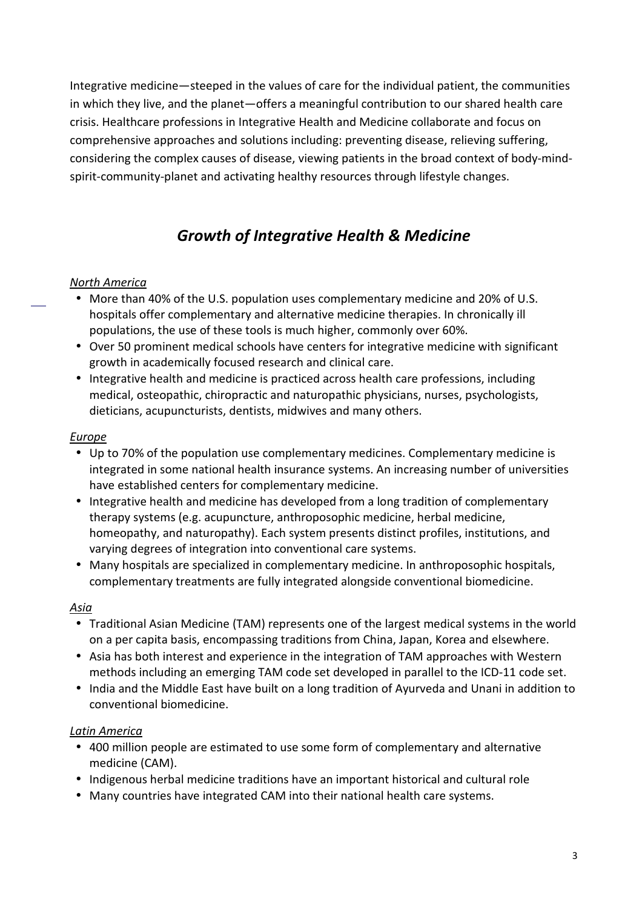Integrative medicine—steeped in the values of care for the individual patient, the communities in which they live, and the planet—offers a meaningful contribution to our shared health care crisis. Healthcare professions in Integrative Health and Medicine collaborate and focus on comprehensive approaches and solutions including: preventing disease, relieving suffering, considering the complex causes of disease, viewing patients in the broad context of body-mind-spirit-community-planet and activating healthy resources through lifestyle changes.

## *Growth of Integrative Health & Medicine*

*North America*

- More than 40% of the U.S. population uses complementary medicine and 20% of U.S. hospitals offer complementary and alternative medicine therapies. In chronically ill populations, the use of these tools is much higher, commonly over 60%.
- Over 50 prominent medical schools have centers for integrative medicine with significant growth in academically focused research and clinical care.
- Integrative health and medicine is practiced across health care professions, including medical, osteopathic, chiropractic and naturopathic physicians, nurses, psychologists, dieticians, acupuncturists, dentists, midwives and many others.

*Europe*

- Up to 70% of the population use complementary medicines. Complementary medicine is integrated in some national health insurance systems. An increasing number of universities have established centers for complementary medicine.
- Integrative health and medicine has developed from a long tradition of complementary therapy systems (e.g. acupuncture, anthroposophic medicine, herbal medicine, homeopathy, and naturopathy). Each system presents distinct profiles, institutions, and varying degrees of integration into conventional care systems.
- Many hospitals are specialized in complementary medicine. In anthroposophic hospitals, complementary treatments are fully integrated alongside conventional biomedicine.

*Asia*

- Traditional Asian Medicine (TAM) represents one of the largest medical systems in the world on a per capita basis, encompassing traditions from China, Japan, Korea and elsewhere.
- Asia has both interest and experience in the integration of TAM approaches with Western methods including an emerging TAM code set developed in parallel to the ICD-11 code set.
- India and the Middle East have built on a long tradition of Ayurveda and Unani in addition to conventional biomedicine.

*Latin America*

- 400 million people are estimated to use some form of complementary and alternative medicine (CAM).
- Indigenous herbal medicine traditions have an important historical and cultural role
- Many countries have integrated CAM into their national health care systems.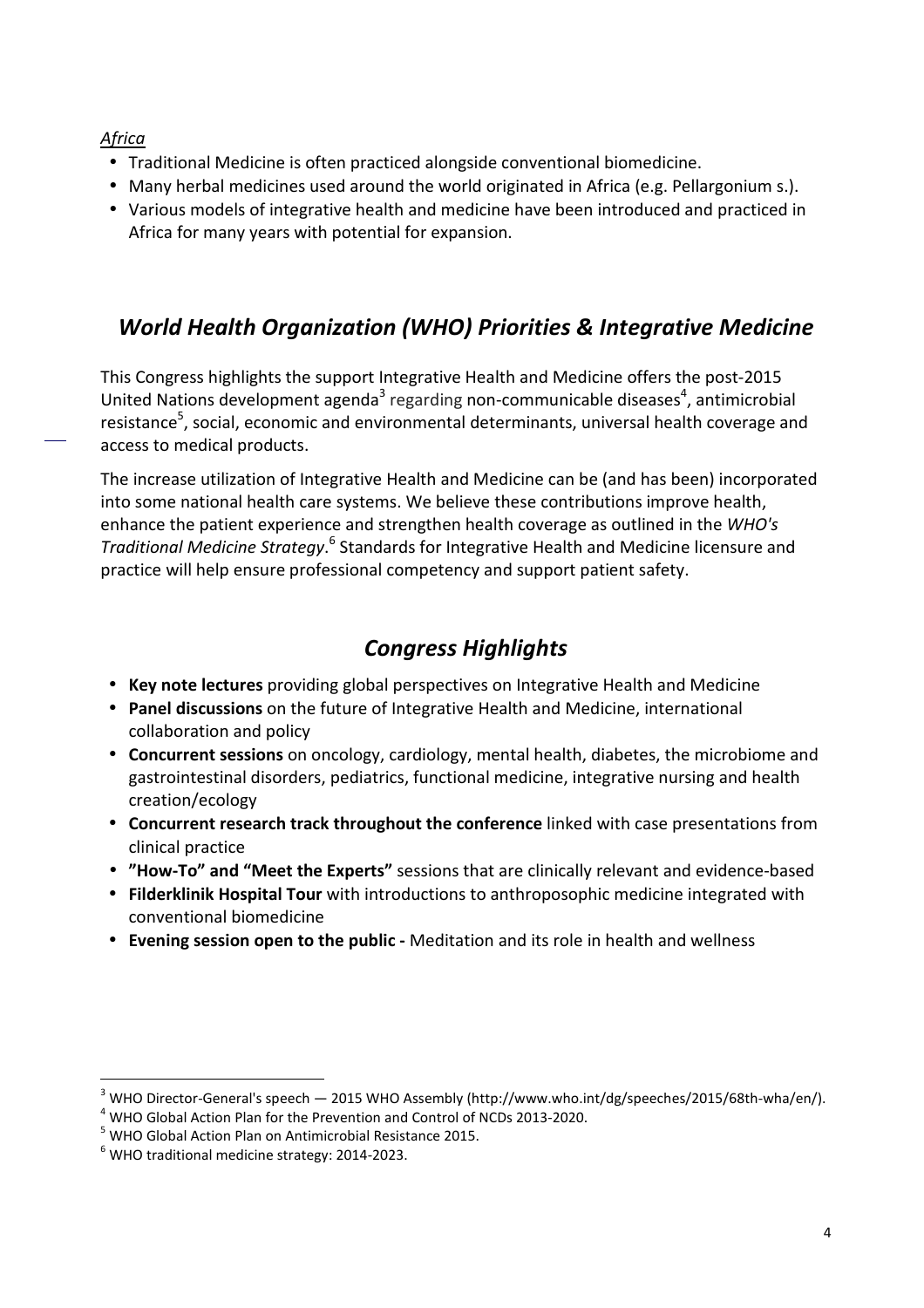*Africa*

- Traditional Medicine is often practiced alongside conventional biomedicine.
- Many herbal medicines used around the world originated in Africa (e.g. Pellargonium s.).
- Various models of integrative health and medicine have been introduced and practiced in Africa for many years with potential for expansion.

## *World Health Organization (WHO) Priorities & Integrative Medicine*

This Congress highlights the support Integrative Health and Medicine offers the post-2015 United Nations development agenda[3] regarding non-communicable diseases[4], antimicrobial resistance[5], social, economic and environmental determinants, universal health coverage and access to medical products.

The increase utilization of Integrative Health and Medicine can be (and has been) incorporated into some national health care systems. We believe these contributions improve health, enhance the patient experience and strengthen health coverage as outlined in the *WHO's Traditional Medicine Strategy*.[6] Standards for Integrative Health and Medicine licensure and practice will help ensure professional competency and support patient safety.

## *Congress Highlights*

- **Key note lectures** providing global perspectives on Integrative Health and Medicine
- **Panel discussions** on the future of Integrative Health and Medicine, international collaboration and policy
- **Concurrent sessions** on oncology, cardiology, mental health, diabetes, the microbiome and gastrointestinal disorders, pediatrics, functional medicine, integrative nursing and health creation/ecology
- **Concurrent research track throughout the conference** linked with case presentations from clinical practice
- **"How-To" and "Meet the Experts"** sessions that are clinically relevant and evidence-based
- **Filderklinik Hospital Tour** with introductions to anthroposophic medicine integrated with conventional biomedicine
- **Evening session open to the public -** Meditation and its role in health and wellness

---

[3] WHO Director-General's speech — 2015 WHO Assembly (http://www.who.int/dg/speeches/2015/68th-wha/en/).

[4] WHO Global Action Plan for the Prevention and Control of NCDs 2013-2020.

[5] WHO Global Action Plan on Antimicrobial Resistance 2015.

[6] WHO traditional medicine strategy: 2014-2023.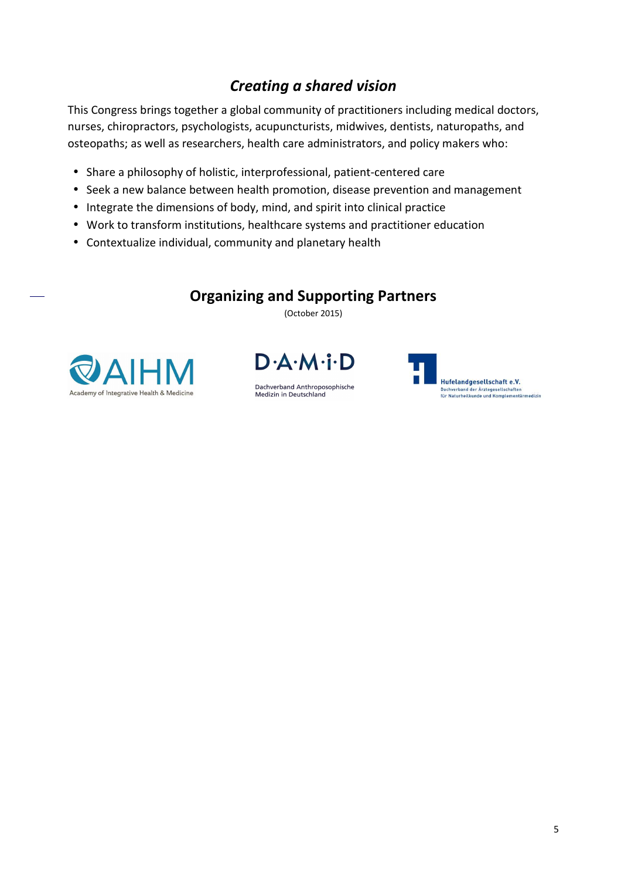## *Creating a shared vision*

This Congress brings together a global community of practitioners including medical doctors, nurses, chiropractors, psychologists, acupuncturists, midwives, dentists, naturopaths, and osteopaths; as well as researchers, health care administrators, and policy makers who:

- Share a philosophy of holistic, interprofessional, patient-centered care
- Seek a new balance between health promotion, disease prevention and management
- Integrate the dimensions of body, mind, and spirit into clinical practice
- Work to transform institutions, healthcare systems and practitioner education
- Contextualize individual, community and planetary health

## Organizing and Supporting Partners

(October 2015)

AIHM
Academy of Integrative Health & Medicine

D·A·M·i·D
Dachverband Anthroposophische Medizin in Deutschland

Hufelandgesellschaft e.V.
Dachverband der Ärztegesellschaften für Naturheilkunde und Komplementärmedizin